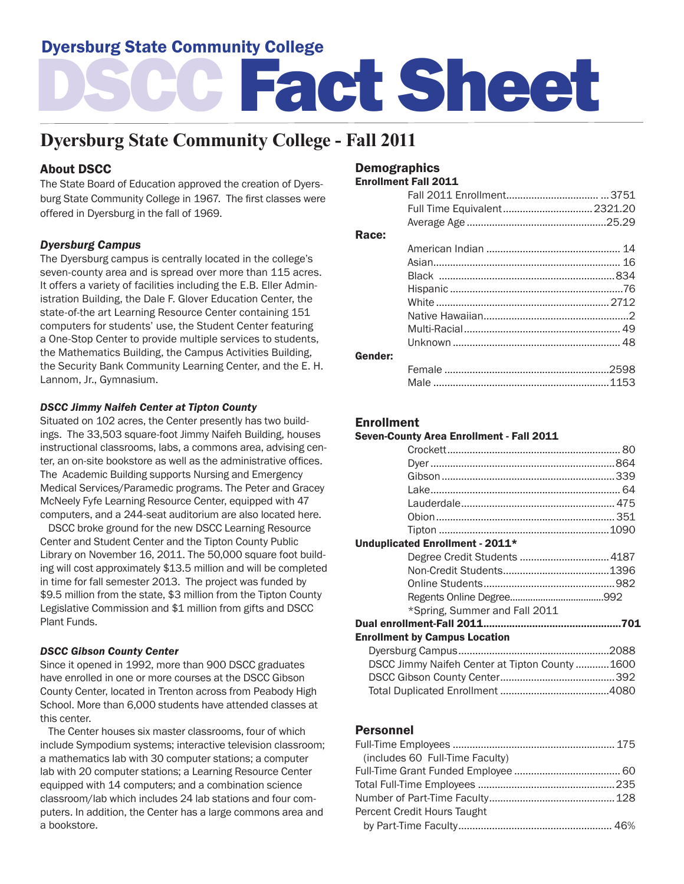# Dyersburg State Community College

# DSCC Fact Sheet

## Dyersburg State Community College - Fall 2011

### About DSCC

The State Board of Education approved the creation of Dyersburg State Community College in 1967. The first classes were offered in Dyersburg in the fall of 1969.

#### *Dyersburg Campus*

The Dyersburg campus is centrally located in the college's seven-county area and is spread over more than 115 acres. It offers a variety of facilities including the E.B. Eller Administration Building, the Dale F. Glover Education Center, the state-of-the art Learning Resource Center containing 151 computers for students' use, the Student Center featuring a One-Stop Center to provide multiple services to students, the Mathematics Building, the Campus Activities Building, the Security Bank Community Learning Center, and the E. H. Lannom, Jr., Gymnasium.

#### *DSCC Jimmy Naifeh Center at Tipton County*

Situated on 102 acres, the Center presently has two buildings. The 33,503 square-foot Jimmy Naifeh Building, houses instructional classrooms, labs, a commons area, advising center, an on-site bookstore as well as the administrative offices. The Academic Building supports Nursing and Emergency Medical Services/Paramedic programs. The Peter and Gracey McNeely Fyfe Learning Resource Center, equipped with 47 computers, and a 244-seat auditorium are also located here.

DSCC broke ground for the new DSCC Learning Resource Center and Student Center and the Tipton County Public Library on November 16, 2011. The 50,000 square foot building will cost approximately $13.5 million and will be completed in time for fall semester 2013. The project was funded by $9.5 million from the state, $3 million from the Tipton County Legislative Commission and $1 million from gifts and DSCC Plant Funds.

#### *DSCC Gibson County Center*

Since it opened in 1992, more than 900 DSCC graduates have enrolled in one or more courses at the DSCC Gibson County Center, located in Trenton across from Peabody High School. More than 6,000 students have attended classes at this center.

The Center houses six master classrooms, four of which include Sympodium systems; interactive television classroom; a mathematics lab with 30 computer stations; a computer lab with 20 computer stations; a Learning Resource Center equipped with 14 computers; and a combination science classroom/lab which includes 24 lab stations and four computers. In addition, the Center has a large commons area and a bookstore.

### Demographics

**Enrollment Fall 2011**

| | |
|---|---|
| Fall 2011 Enrollment | 3751 |
| Full Time Equivalent | 2321.20 |
| Average Age | 25.29 |

**Race:**

| | |
|---|---|
| American Indian | 14 |
| Asian | 16 |
| Black | 834 |
| Hispanic | 76 |
| White | 2712 |
| Native Hawaiian | 2 |
| Multi-Racial | 49 |
| Unknown | 48 |

**Gender:**

| | |
|---|---|
| Female | 2598 |
| Male | 1153 |

### Enrollment

**Seven-County Area Enrollment - Fall 2011**

| | |
|---|---|
| Crockett | 80 |
| Dyer | 864 |
| Gibson | 339 |
| Lake | 64 |
| Lauderdale | 475 |
| Obion | 351 |
| Tipton | 1090 |

**Unduplicated Enrollment - 2011***

| | |
|---|---|
| Degree Credit Students | 4187 |
| Non-Credit Students | 1396 |
| Online Students | 982 |
| Regents Online Degree | 992 |

*Spring, Summer and Fall 2011

**Dual enrollment-Fall 2011 ........ 701**

**Enrollment by Campus Location**

| | |
|---|---|
| Dyersburg Campus | 2088 |
| DSCC Jimmy Naifeh Center at Tipton County | 1600 |
| DSCC Gibson County Center | 392 |
| Total Duplicated Enrollment | 4080 |

### Personnel

| | |
|---|---|
| Full-Time Employees (includes 60 Full-Time Faculty) | 175 |
| Full-Time Grant Funded Employee | 60 |
| Total Full-Time Employees | 235 |
| Number of Part-Time Faculty | 128 |
| Percent Credit Hours Taught by Part-Time Faculty | 46% |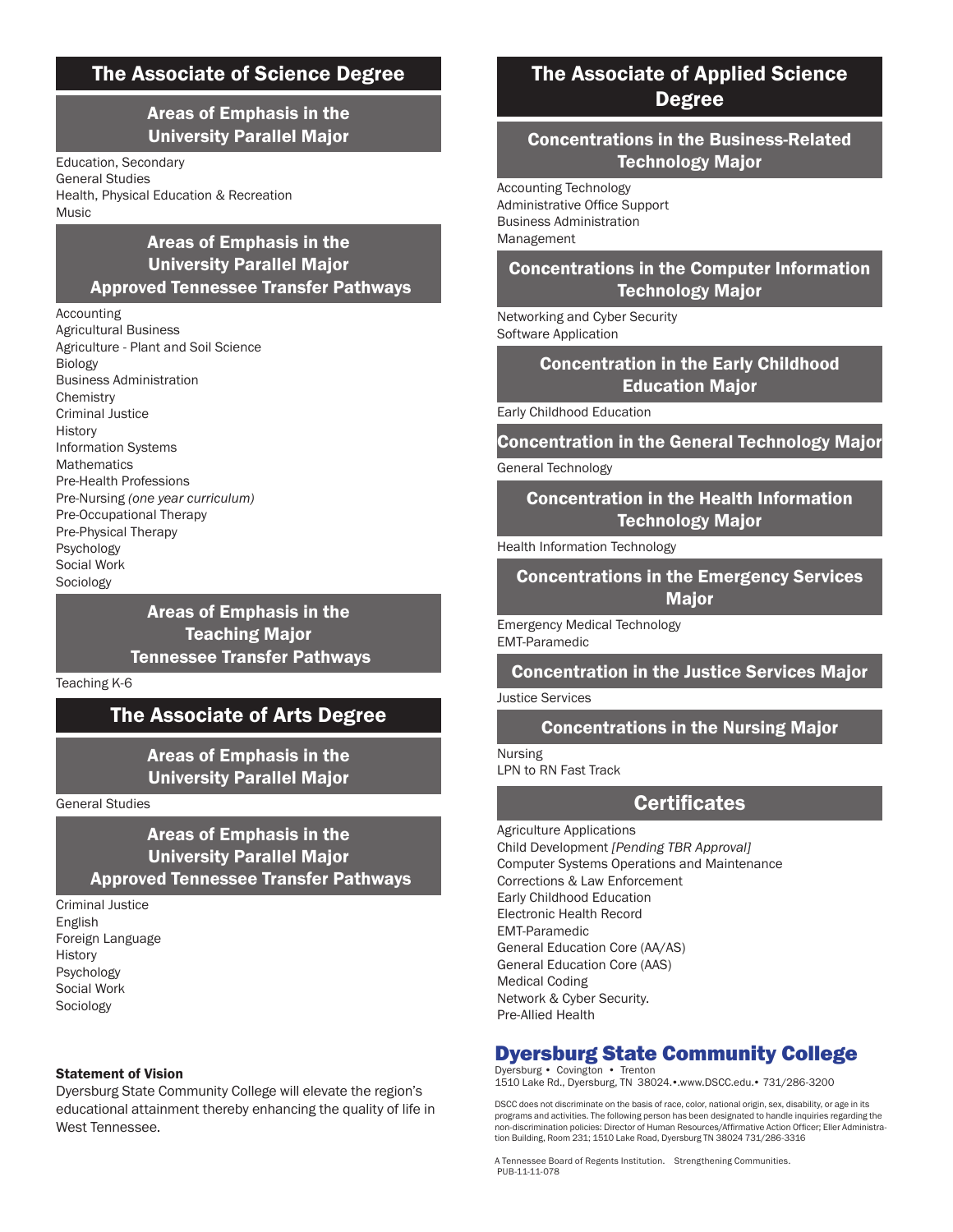## The Associate of Science Degree

### Areas of Emphasis in the University Parallel Major

Education, Secondary
General Studies
Health, Physical Education & Recreation
Music

### Areas of Emphasis in the University Parallel Major Approved Tennessee Transfer Pathways

Accounting
Agricultural Business
Agriculture - Plant and Soil Science
Biology
Business Administration
Chemistry
Criminal Justice
History
Information Systems
Mathematics
Pre-Health Professions
Pre-Nursing *(one year curriculum)*
Pre-Occupational Therapy
Pre-Physical Therapy
Psychology
Social Work
Sociology

### Areas of Emphasis in the Teaching Major Tennessee Transfer Pathways

Teaching K-6

## The Associate of Arts Degree

### Areas of Emphasis in the University Parallel Major

General Studies

### Areas of Emphasis in the University Parallel Major Approved Tennessee Transfer Pathways

Criminal Justice
English
Foreign Language
History
Psychology
Social Work
Sociology

**Statement of Vision**

Dyersburg State Community College will elevate the region's educational attainment thereby enhancing the quality of life in West Tennessee.

## The Associate of Applied Science Degree

### Concentrations in the Business-Related Technology Major

Accounting Technology
Administrative Office Support
Business Administration
Management

### Concentrations in the Computer Information Technology Major

Networking and Cyber Security
Software Application

### Concentration in the Early Childhood Education Major

Early Childhood Education

### Concentration in the General Technology Major

General Technology

### Concentration in the Health Information Technology Major

Health Information Technology

### Concentrations in the Emergency Services Major

Emergency Medical Technology
EMT-Paramedic

### Concentration in the Justice Services Major

Justice Services

### Concentrations in the Nursing Major

Nursing
LPN to RN Fast Track

## Certificates

Agriculture Applications
Child Development *[Pending TBR Approval]*
Computer Systems Operations and Maintenance
Corrections & Law Enforcement
Early Childhood Education
Electronic Health Record
EMT-Paramedic
General Education Core (AA/AS)
General Education Core (AAS)
Medical Coding
Network & Cyber Security.
Pre-Allied Health

**Dyersburg State Community College**

Dyersburg • Covington • Trenton
1510 Lake Rd., Dyersburg, TN 38024.•.www.DSCC.edu.• 731/286-3200

DSCC does not discriminate on the basis of race, color, national origin, sex, disability, or age in its programs and activities. The following person has been designated to handle inquiries regarding the non-discrimination policies: Director of Human Resources/Affirmative Action Officer; Eller Administration Building, Room 231; 1510 Lake Road, Dyersburg TN 38024 731/286-3316

A Tennessee Board of Regents Institution. Strengthening Communities.
PUB-11-11-078